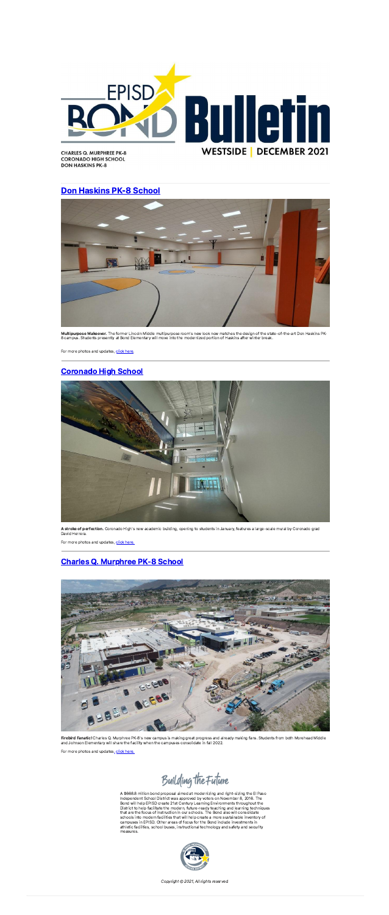# EPISD BOND Bulletin

**WESTSIDE | DECEMBER 2021**

CHARLES Q. MURPHREE PK-8
CORONADO HIGH SCHOOL
DON HASKINS PK-8

## Don Haskins PK-8 School

**Multipurpose Makeover.** The former Lincoln Middle multipurpose room's new look now matches the design of the state-of-the-art Don Haskins PK-8 campus. Students presently at Bond Elementary will move into the modernized portion of Haskins after winter break.

For more photos and updates, click here

## Coronado High School

**A stroke of perfection.** Coronado High's new academic building, opening to students in January, features a large-scale mural by Coronado grad David Herrera.

For more photos and updates, click here.

## Charles Q. Murphree PK-8 School

**Firebird Fanatic!** Charles Q. Murphree PK-8's new campus is making great progress and already making fans. Students from both Morehead Middle and Johnson Elementary will share the facility when the campuses consolidate in fall 2022.

For more photos and updates, click here.

## Building the Future

A $668.8 million bond proposal aimed at modernizing and right-sizing the El Paso Independent School District was approved by voters on November 8, 2016. The Bond will help EPISD create 21st Century Learning Environments throughout the District to help facilitate the modern, future-ready teaching and learning techniques that are the focus of instruction in our schools. The Bond also will consolidate schools into modern facilities that will help create a more sustainable inventory of campuses in EPISD. Other areas of focus for the Bond include investments in athletic facilities, school buses, instructional technology and safety and security measures.

*Copyright © 2021, All rights reserved*